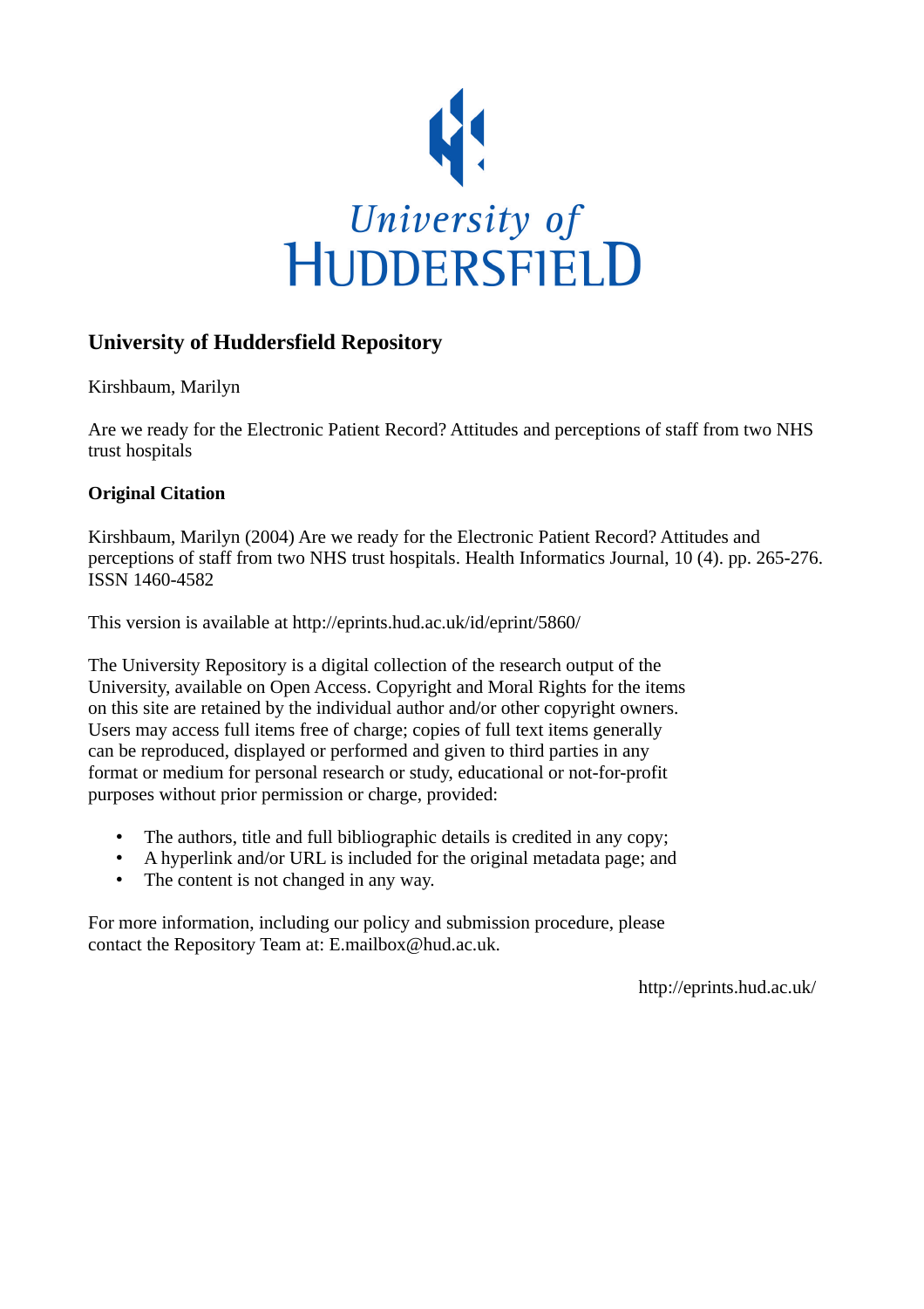University of HUDDERSFIELD

# University of Huddersfield Repository

Kirshbaum, Marilyn

Are we ready for the Electronic Patient Record? Attitudes and perceptions of staff from two NHS trust hospitals

## Original Citation

Kirshbaum, Marilyn (2004) Are we ready for the Electronic Patient Record? Attitudes and perceptions of staff from two NHS trust hospitals. Health Informatics Journal, 10 (4). pp. 265-276. ISSN 1460-4582

This version is available at http://eprints.hud.ac.uk/id/eprint/5860/

The University Repository is a digital collection of the research output of the University, available on Open Access. Copyright and Moral Rights for the items on this site are retained by the individual author and/or other copyright owners. Users may access full items free of charge; copies of full text items generally can be reproduced, displayed or performed and given to third parties in any format or medium for personal research or study, educational or not-for-profit purposes without prior permission or charge, provided:

- The authors, title and full bibliographic details is credited in any copy;
- A hyperlink and/or URL is included for the original metadata page; and
- The content is not changed in any way.

For more information, including our policy and submission procedure, please contact the Repository Team at: E.mailbox@hud.ac.uk.

http://eprints.hud.ac.uk/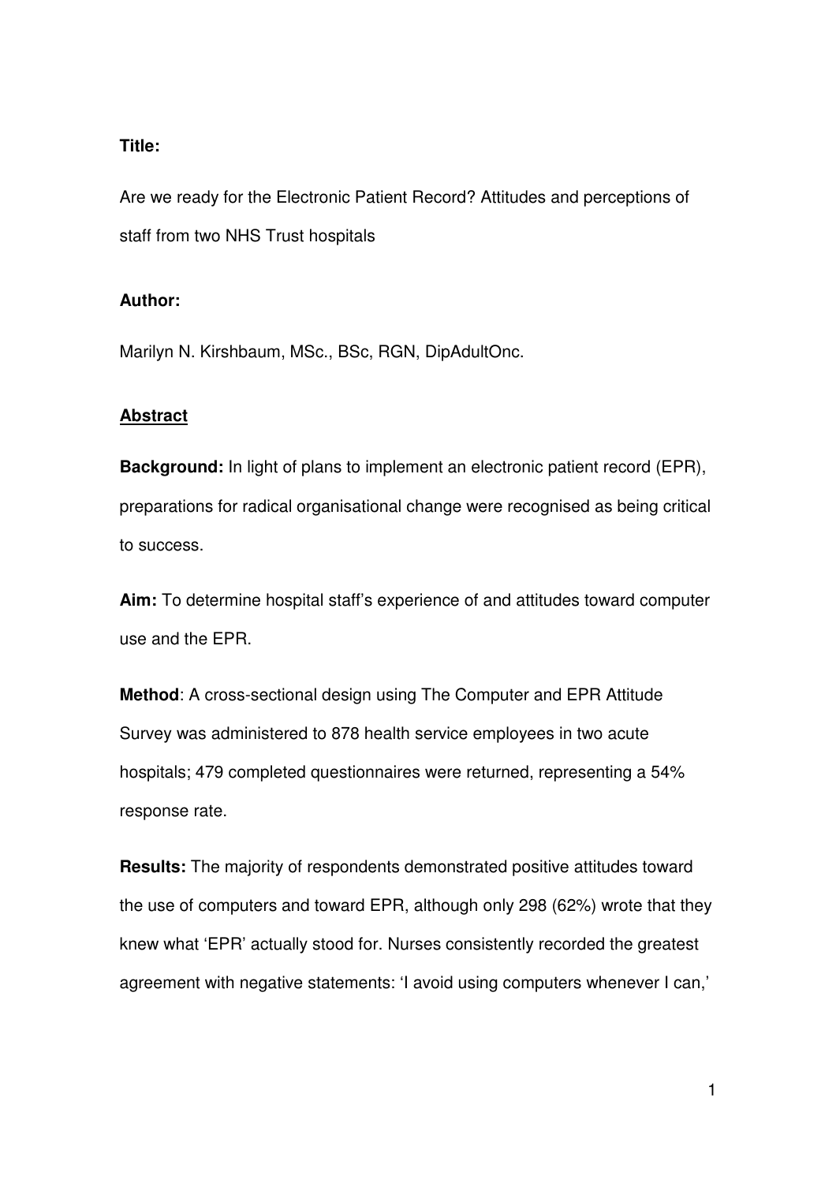**Title:**

Are we ready for the Electronic Patient Record? Attitudes and perceptions of staff from two NHS Trust hospitals

**Author:**

Marilyn N. Kirshbaum, MSc., BSc, RGN, DipAdultOnc.

## Abstract

**Background:** In light of plans to implement an electronic patient record (EPR), preparations for radical organisational change were recognised as being critical to success.

**Aim:** To determine hospital staff's experience of and attitudes toward computer use and the EPR.

**Method**: A cross-sectional design using The Computer and EPR Attitude Survey was administered to 878 health service employees in two acute hospitals; 479 completed questionnaires were returned, representing a 54% response rate.

**Results:** The majority of respondents demonstrated positive attitudes toward the use of computers and toward EPR, although only 298 (62%) wrote that they knew what 'EPR' actually stood for. Nurses consistently recorded the greatest agreement with negative statements: 'I avoid using computers whenever I can,'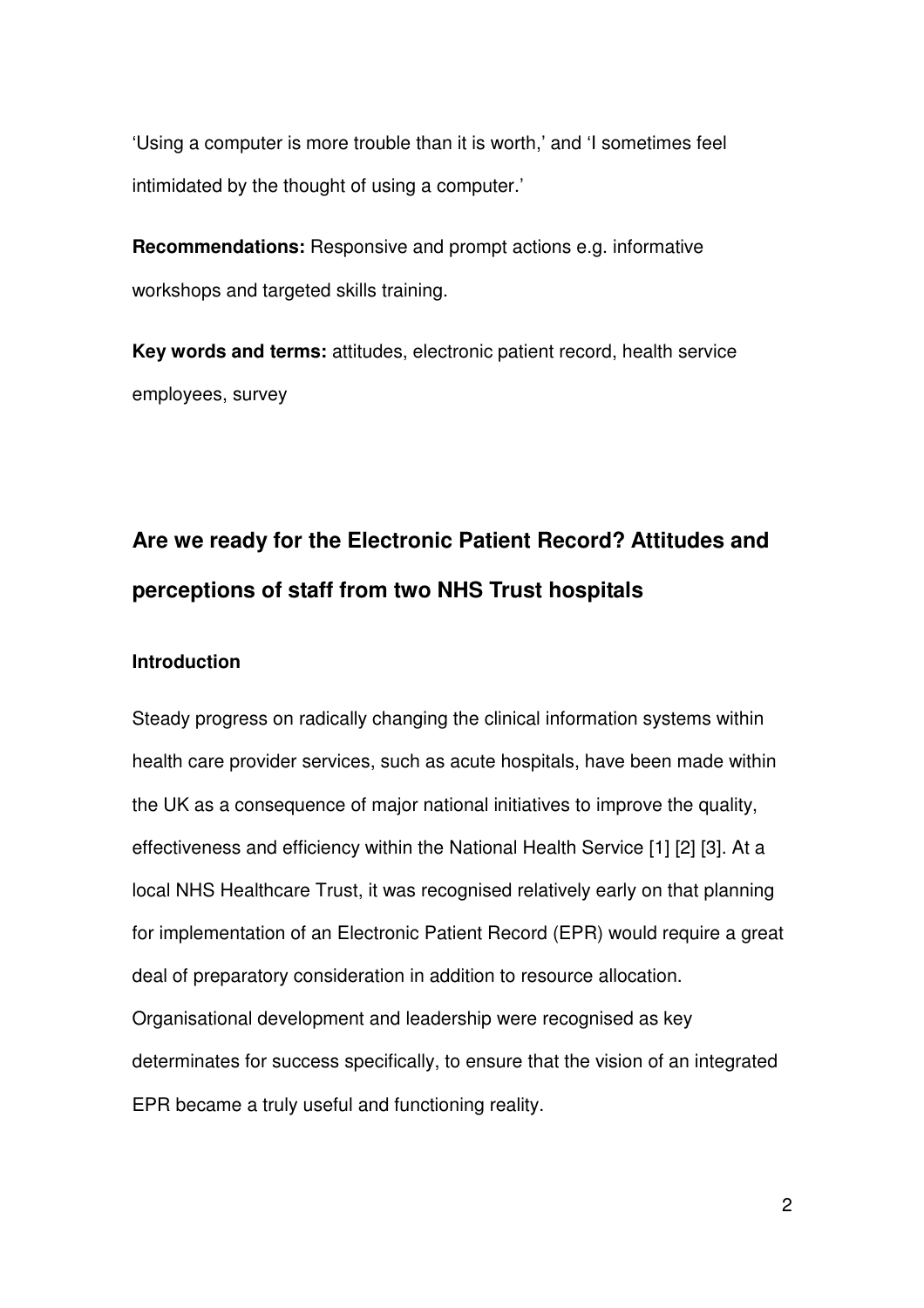'Using a computer is more trouble than it is worth,' and 'I sometimes feel intimidated by the thought of using a computer.'

**Recommendations:** Responsive and prompt actions e.g. informative workshops and targeted skills training.

**Key words and terms:** attitudes, electronic patient record, health service employees, survey

## Are we ready for the Electronic Patient Record? Attitudes and perceptions of staff from two NHS Trust hospitals

### Introduction

Steady progress on radically changing the clinical information systems within health care provider services, such as acute hospitals, have been made within the UK as a consequence of major national initiatives to improve the quality, effectiveness and efficiency within the National Health Service [1] [2] [3]. At a local NHS Healthcare Trust, it was recognised relatively early on that planning for implementation of an Electronic Patient Record (EPR) would require a great deal of preparatory consideration in addition to resource allocation. Organisational development and leadership were recognised as key determinates for success specifically, to ensure that the vision of an integrated EPR became a truly useful and functioning reality.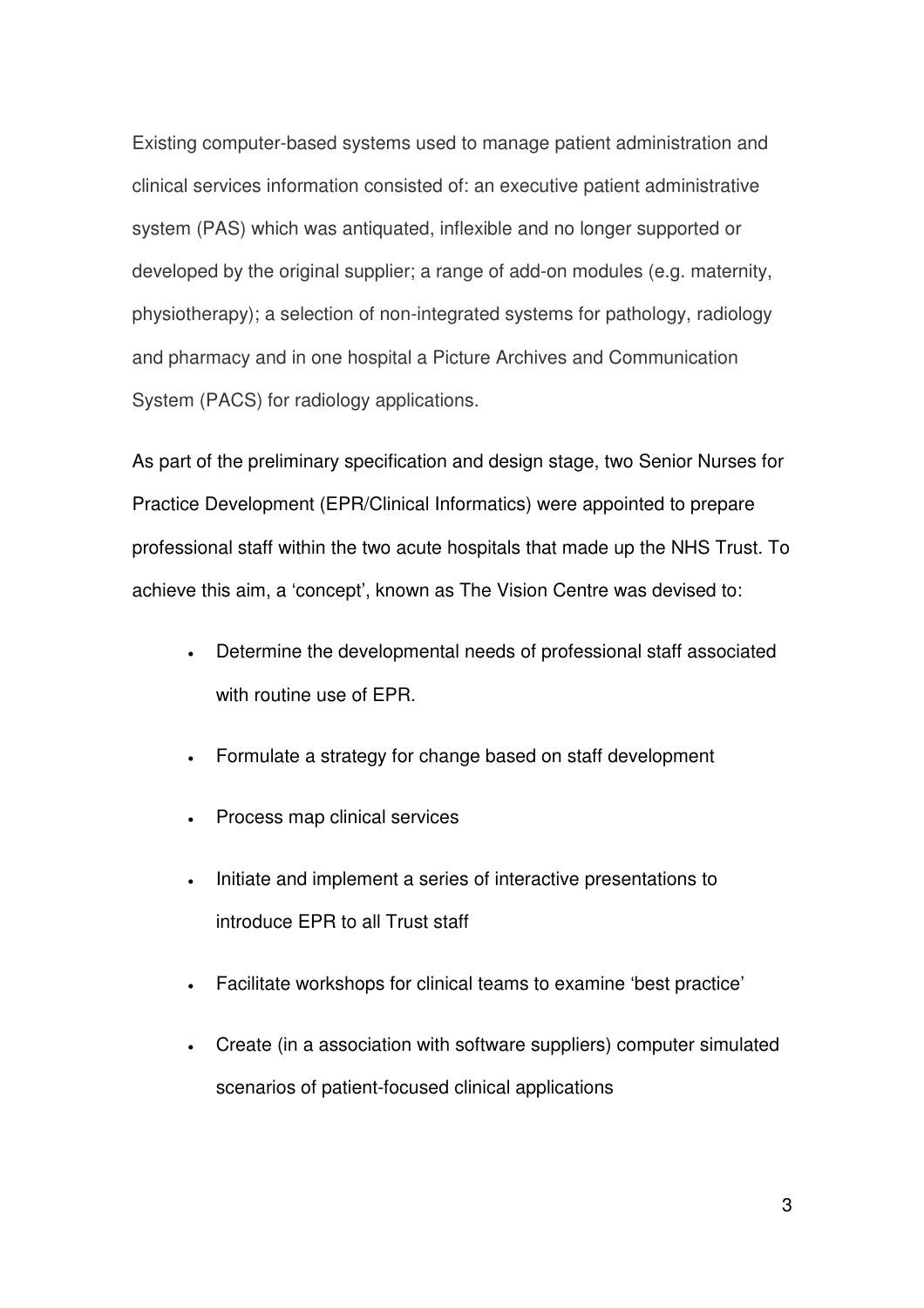Existing computer-based systems used to manage patient administration and clinical services information consisted of: an executive patient administrative system (PAS) which was antiquated, inflexible and no longer supported or developed by the original supplier; a range of add-on modules (e.g. maternity, physiotherapy); a selection of non-integrated systems for pathology, radiology and pharmacy and in one hospital a Picture Archives and Communication System (PACS) for radiology applications.

As part of the preliminary specification and design stage, two Senior Nurses for Practice Development (EPR/Clinical Informatics) were appointed to prepare professional staff within the two acute hospitals that made up the NHS Trust. To achieve this aim, a 'concept', known as The Vision Centre was devised to:

- Determine the developmental needs of professional staff associated with routine use of EPR.
- Formulate a strategy for change based on staff development
- Process map clinical services
- Initiate and implement a series of interactive presentations to introduce EPR to all Trust staff
- Facilitate workshops for clinical teams to examine 'best practice'
- Create (in a association with software suppliers) computer simulated scenarios of patient-focused clinical applications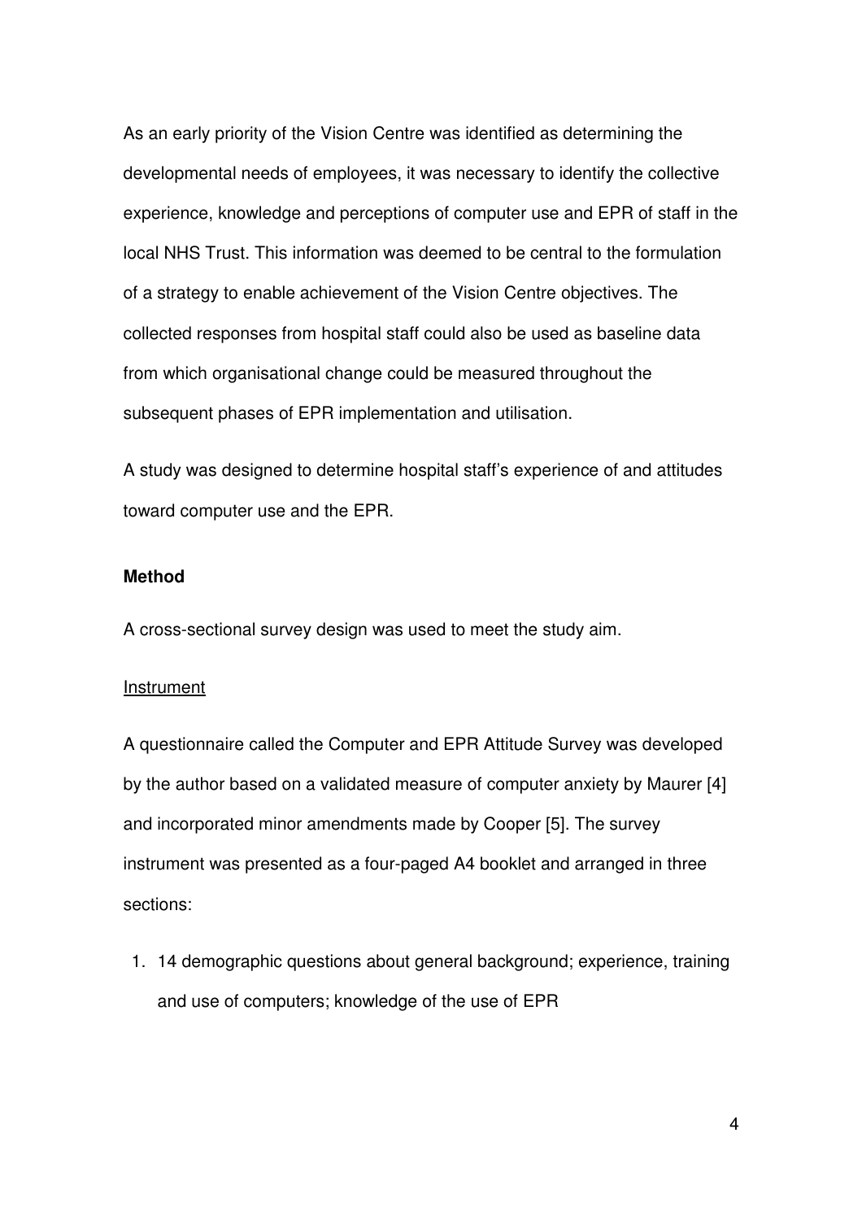As an early priority of the Vision Centre was identified as determining the developmental needs of employees, it was necessary to identify the collective experience, knowledge and perceptions of computer use and EPR of staff in the local NHS Trust. This information was deemed to be central to the formulation of a strategy to enable achievement of the Vision Centre objectives. The collected responses from hospital staff could also be used as baseline data from which organisational change could be measured throughout the subsequent phases of EPR implementation and utilisation.

A study was designed to determine hospital staff's experience of and attitudes toward computer use and the EPR.

**Method**

A cross-sectional survey design was used to meet the study aim.

Instrument

A questionnaire called the Computer and EPR Attitude Survey was developed by the author based on a validated measure of computer anxiety by Maurer [4] and incorporated minor amendments made by Cooper [5]. The survey instrument was presented as a four-paged A4 booklet and arranged in three sections:

1. 14 demographic questions about general background; experience, training and use of computers; knowledge of the use of EPR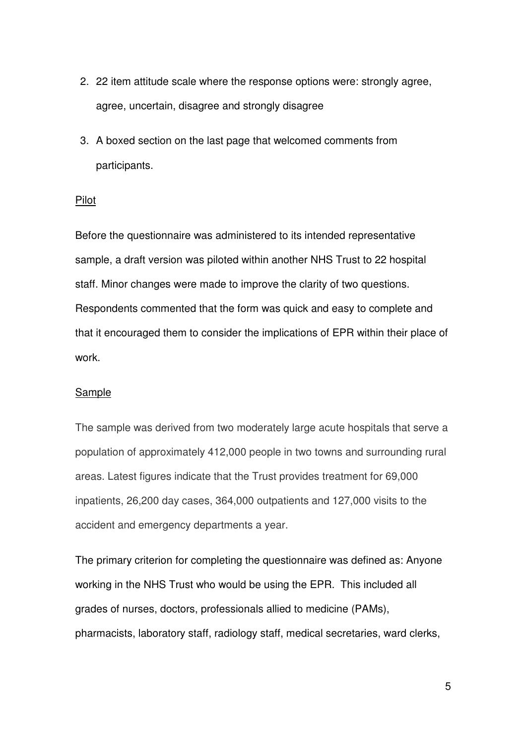2. 22 item attitude scale where the response options were: strongly agree, agree, uncertain, disagree and strongly disagree
3. A boxed section on the last page that welcomed comments from participants.

Pilot

Before the questionnaire was administered to its intended representative sample, a draft version was piloted within another NHS Trust to 22 hospital staff. Minor changes were made to improve the clarity of two questions. Respondents commented that the form was quick and easy to complete and that it encouraged them to consider the implications of EPR within their place of work.

Sample

The sample was derived from two moderately large acute hospitals that serve a population of approximately 412,000 people in two towns and surrounding rural areas. Latest figures indicate that the Trust provides treatment for 69,000 inpatients, 26,200 day cases, 364,000 outpatients and 127,000 visits to the accident and emergency departments a year.

The primary criterion for completing the questionnaire was defined as: Anyone working in the NHS Trust who would be using the EPR. This included all grades of nurses, doctors, professionals allied to medicine (PAMs), pharmacists, laboratory staff, radiology staff, medical secretaries, ward clerks,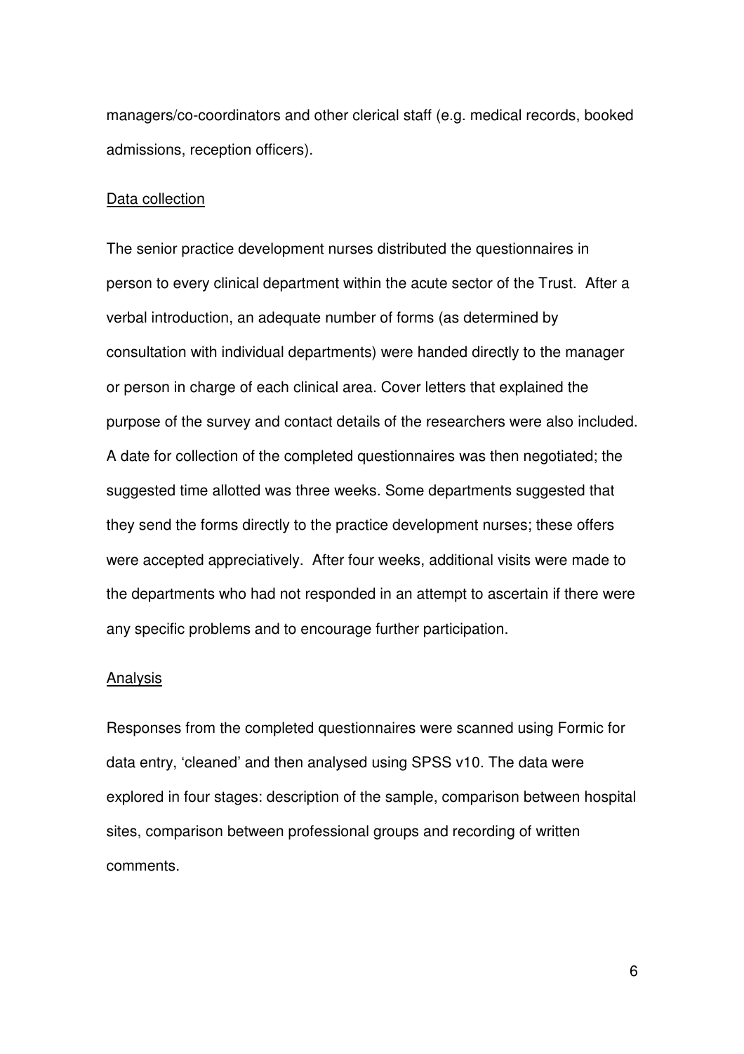managers/co-coordinators and other clerical staff (e.g. medical records, booked admissions, reception officers).

<u>Data collection</u>

The senior practice development nurses distributed the questionnaires in person to every clinical department within the acute sector of the Trust. After a verbal introduction, an adequate number of forms (as determined by consultation with individual departments) were handed directly to the manager or person in charge of each clinical area. Cover letters that explained the purpose of the survey and contact details of the researchers were also included. A date for collection of the completed questionnaires was then negotiated; the suggested time allotted was three weeks. Some departments suggested that they send the forms directly to the practice development nurses; these offers were accepted appreciatively. After four weeks, additional visits were made to the departments who had not responded in an attempt to ascertain if there were any specific problems and to encourage further participation.

<u>Analysis</u>

Responses from the completed questionnaires were scanned using Formic for data entry, 'cleaned' and then analysed using SPSS v10. The data were explored in four stages: description of the sample, comparison between hospital sites, comparison between professional groups and recording of written comments.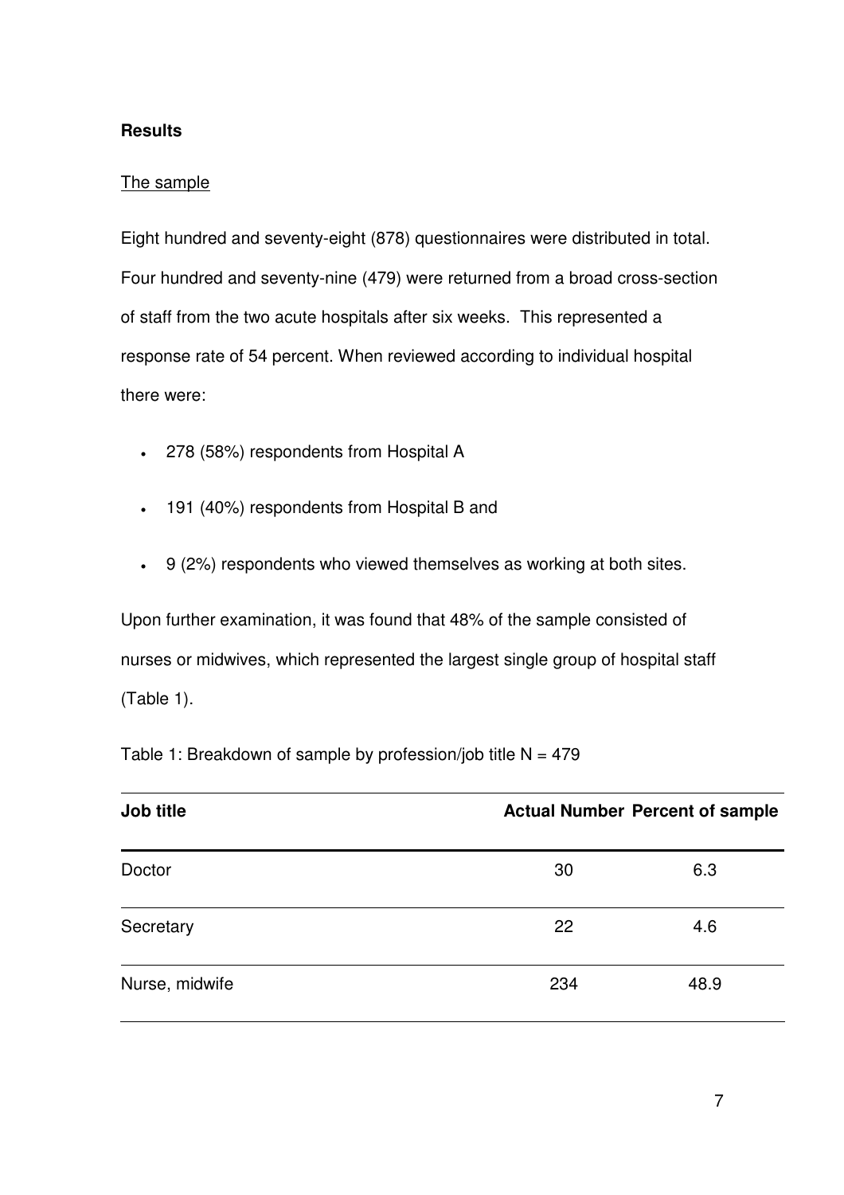## Results

### The sample

Eight hundred and seventy-eight (878) questionnaires were distributed in total. Four hundred and seventy-nine (479) were returned from a broad cross-section of staff from the two acute hospitals after six weeks. This represented a response rate of 54 percent. When reviewed according to individual hospital there were:

- 278 (58%) respondents from Hospital A
- 191 (40%) respondents from Hospital B and
- 9 (2%) respondents who viewed themselves as working at both sites.

Upon further examination, it was found that 48% of the sample consisted of nurses or midwives, which represented the largest single group of hospital staff (Table 1).

Table 1: Breakdown of sample by profession/job title N = 479

| Job title | Actual Number | Percent of sample |
| --- | --- | --- |
| Doctor | 30 | 6.3 |
| Secretary | 22 | 4.6 |
| Nurse, midwife | 234 | 48.9 |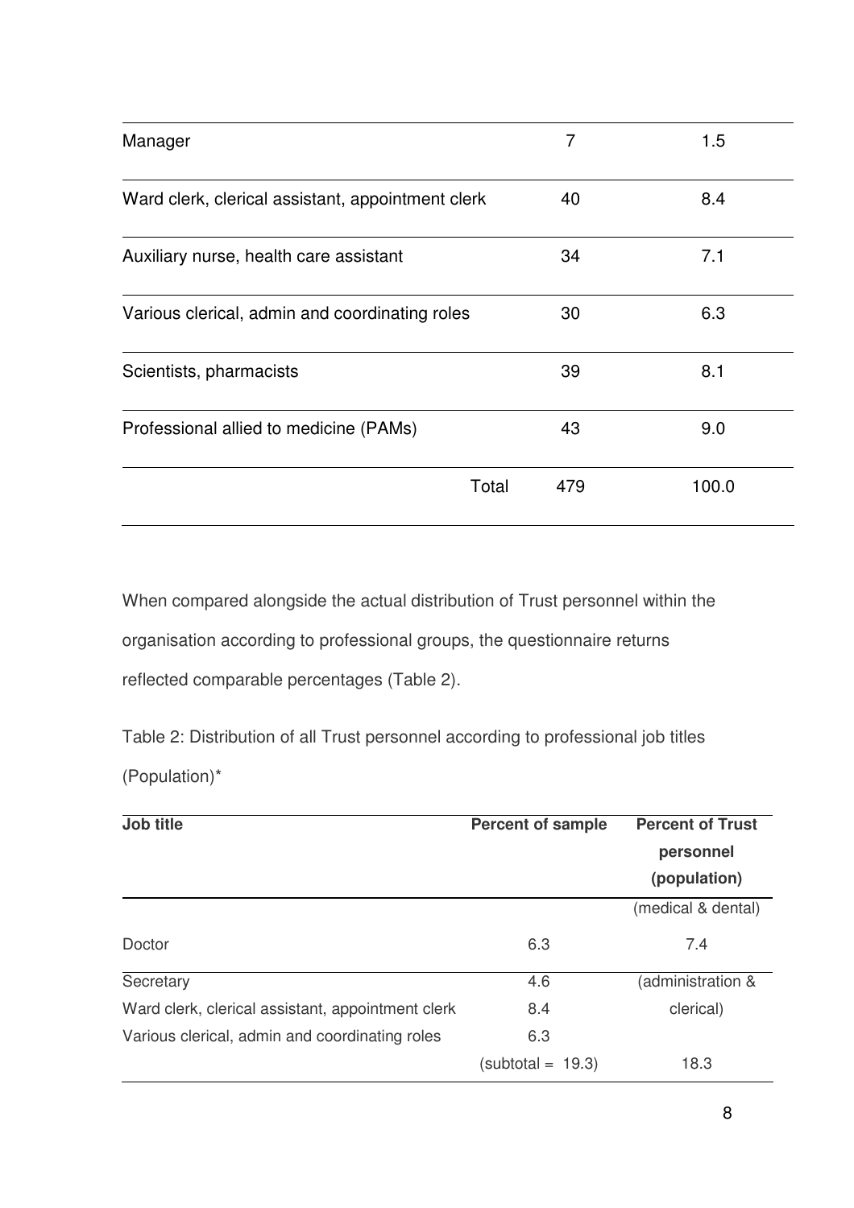| | | |
|---|---|---|
| Manager | 7 | 1.5 |
| Ward clerk, clerical assistant, appointment clerk | 40 | 8.4 |
| Auxiliary nurse, health care assistant | 34 | 7.1 |
| Various clerical, admin and coordinating roles | 30 | 6.3 |
| Scientists, pharmacists | 39 | 8.1 |
| Professional allied to medicine (PAMs) | 43 | 9.0 |
| Total | 479 | 100.0 |

When compared alongside the actual distribution of Trust personnel within the organisation according to professional groups, the questionnaire returns reflected comparable percentages (Table 2).

Table 2: Distribution of all Trust personnel according to professional job titles (Population)*

| **Job title** | **Percent of sample** | **Percent of Trust personnel (population)** |
|---|---|---|
| | | (medical & dental) |
| Doctor | 6.3 | 7.4 |
| Secretary | 4.6 | (administration & |
| Ward clerk, clerical assistant, appointment clerk | 8.4 | clerical) |
| Various clerical, admin and coordinating roles | 6.3 | |
| | (subtotal = 19.3) | 18.3 |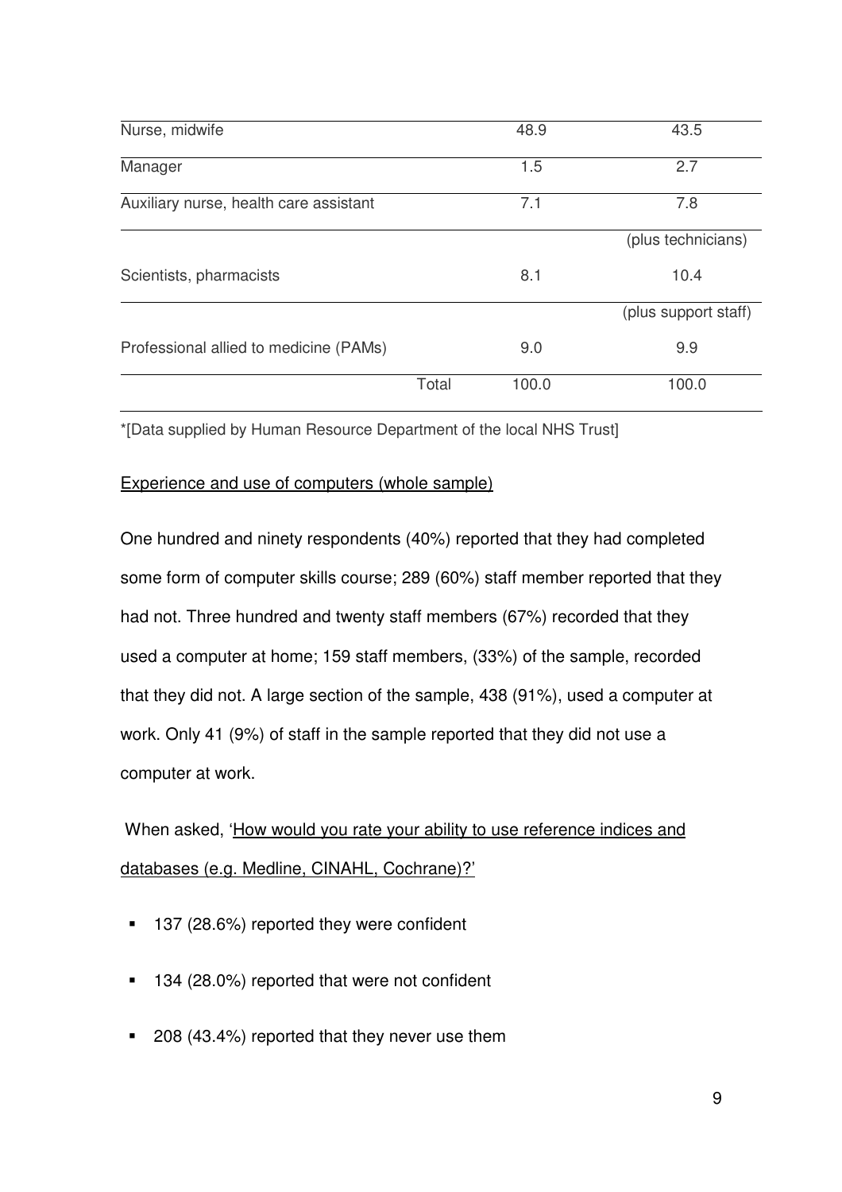| | | | |
|---|---|---|---|
| Nurse, midwife | | 48.9 | 43.5 |
| Manager | | 1.5 | 2.7 |
| Auxiliary nurse, health care assistant | | 7.1 | 7.8 |
| | | | (plus technicians) |
| Scientists, pharmacists | | 8.1 | 10.4 |
| | | | (plus support staff) |
| Professional allied to medicine (PAMs) | | 9.0 | 9.9 |
| | Total | 100.0 | 100.0 |

*[Data supplied by Human Resource Department of the local NHS Trust]

Experience and use of computers (whole sample)

One hundred and ninety respondents (40%) reported that they had completed some form of computer skills course; 289 (60%) staff member reported that they had not. Three hundred and twenty staff members (67%) recorded that they used a computer at home; 159 staff members, (33%) of the sample, recorded that they did not. A large section of the sample, 438 (91%), used a computer at work. Only 41 (9%) of staff in the sample reported that they did not use a computer at work.

When asked, 'How would you rate your ability to use reference indices and databases (e.g. Medline, CINAHL, Cochrane)?'

- 137 (28.6%) reported they were confident
- 134 (28.0%) reported that were not confident
- 208 (43.4%) reported that they never use them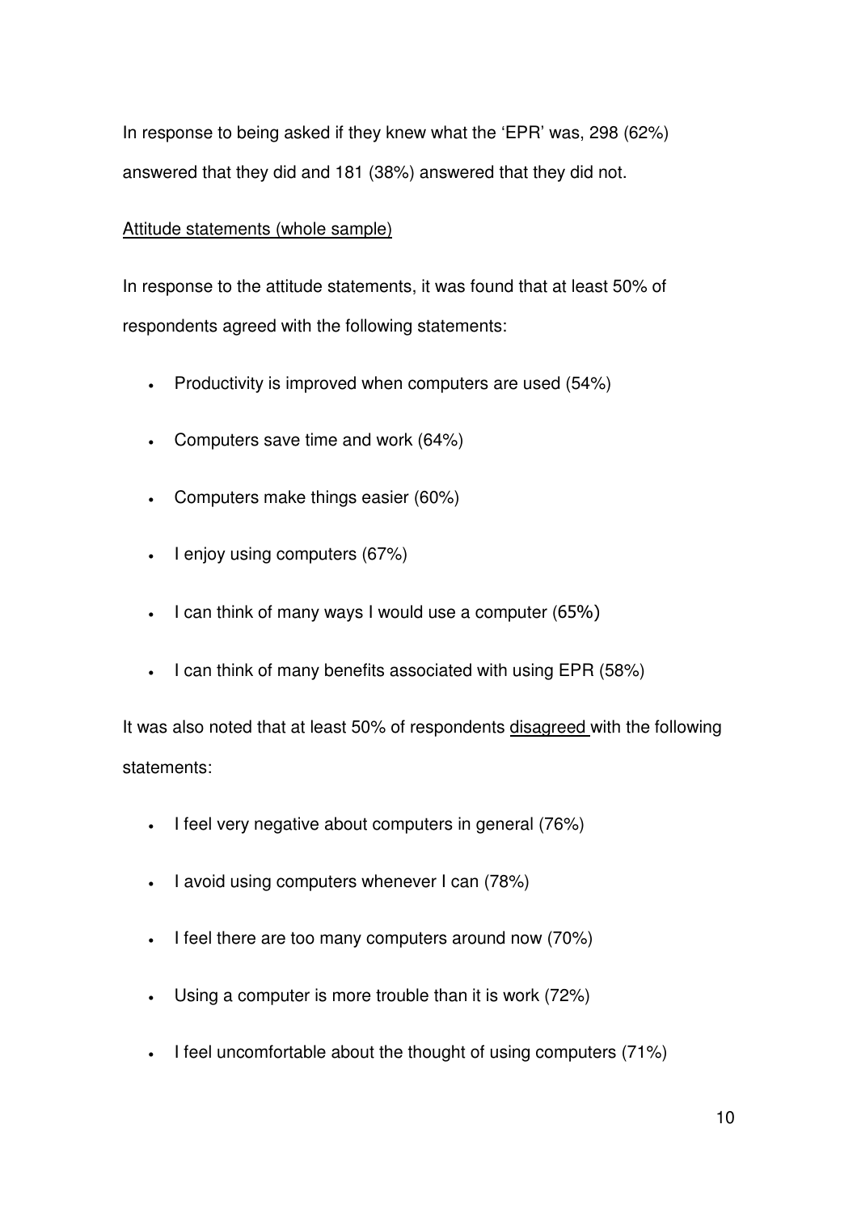In response to being asked if they knew what the 'EPR' was, 298 (62%) answered that they did and 181 (38%) answered that they did not.

<u>Attitude statements (whole sample)</u>

In response to the attitude statements, it was found that at least 50% of respondents agreed with the following statements:

- Productivity is improved when computers are used (54%)
- Computers save time and work (64%)
- Computers make things easier (60%)
- I enjoy using computers (67%)
- I can think of many ways I would use a computer (65%)
- I can think of many benefits associated with using EPR (58%)

It was also noted that at least 50% of respondents <u>disagreed</u> with the following statements:

- I feel very negative about computers in general (76%)
- I avoid using computers whenever I can (78%)
- I feel there are too many computers around now (70%)
- Using a computer is more trouble than it is work (72%)
- I feel uncomfortable about the thought of using computers (71%)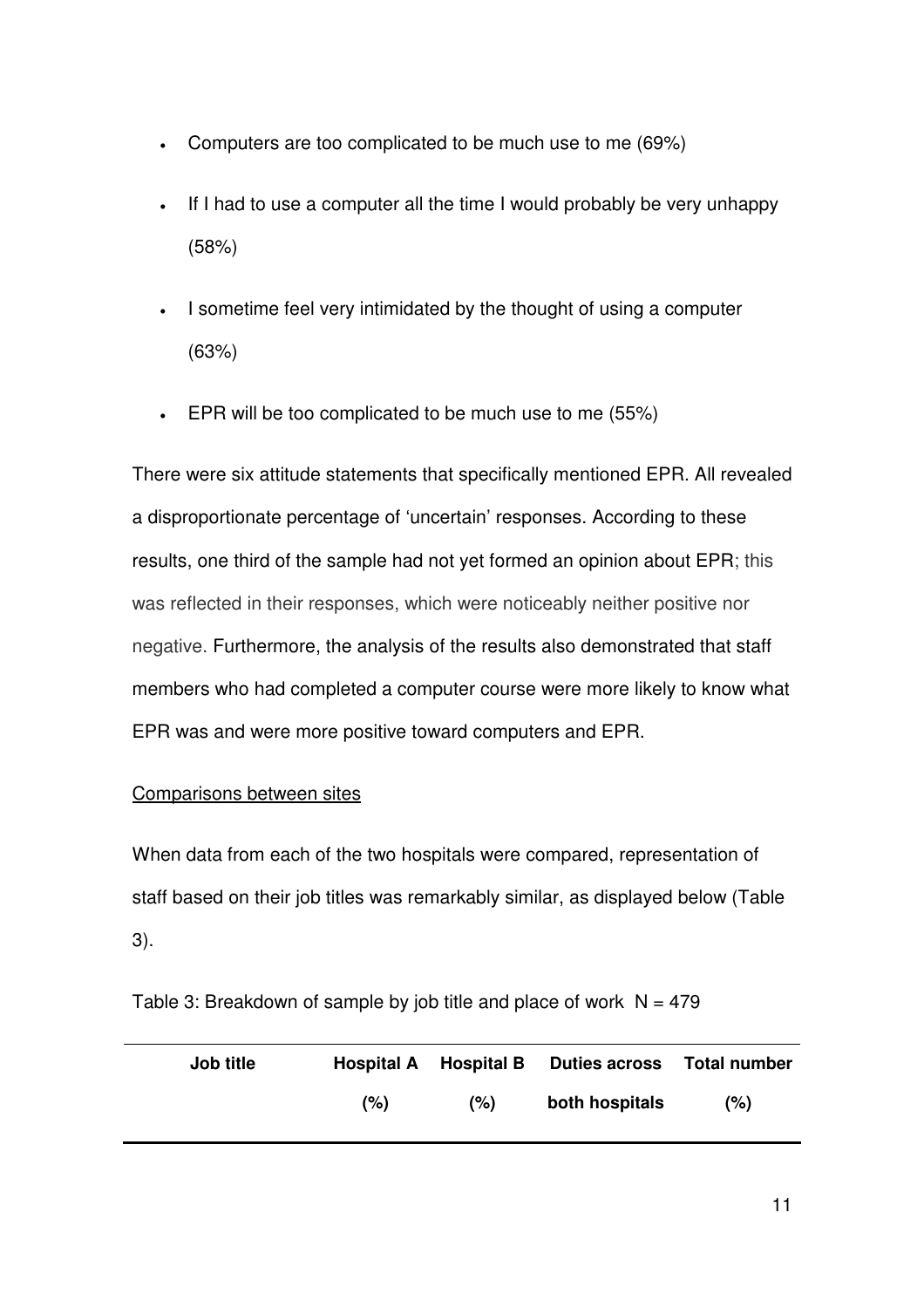- Computers are too complicated to be much use to me (69%)
- If I had to use a computer all the time I would probably be very unhappy (58%)
- I sometime feel very intimidated by the thought of using a computer (63%)
- EPR will be too complicated to be much use to me (55%)

There were six attitude statements that specifically mentioned EPR. All revealed a disproportionate percentage of 'uncertain' responses. According to these results, one third of the sample had not yet formed an opinion about EPR; this was reflected in their responses, which were noticeably neither positive nor negative. Furthermore, the analysis of the results also demonstrated that staff members who had completed a computer course were more likely to know what EPR was and were more positive toward computers and EPR.

Comparisons between sites

When data from each of the two hospitals were compared, representation of staff based on their job titles was remarkably similar, as displayed below (Table 3).

Table 3: Breakdown of sample by job title and place of work N = 479

| Job title | Hospital A (%) | Hospital B (%) | Duties across both hospitals | Total number (%) |
|---|---|---|---|---|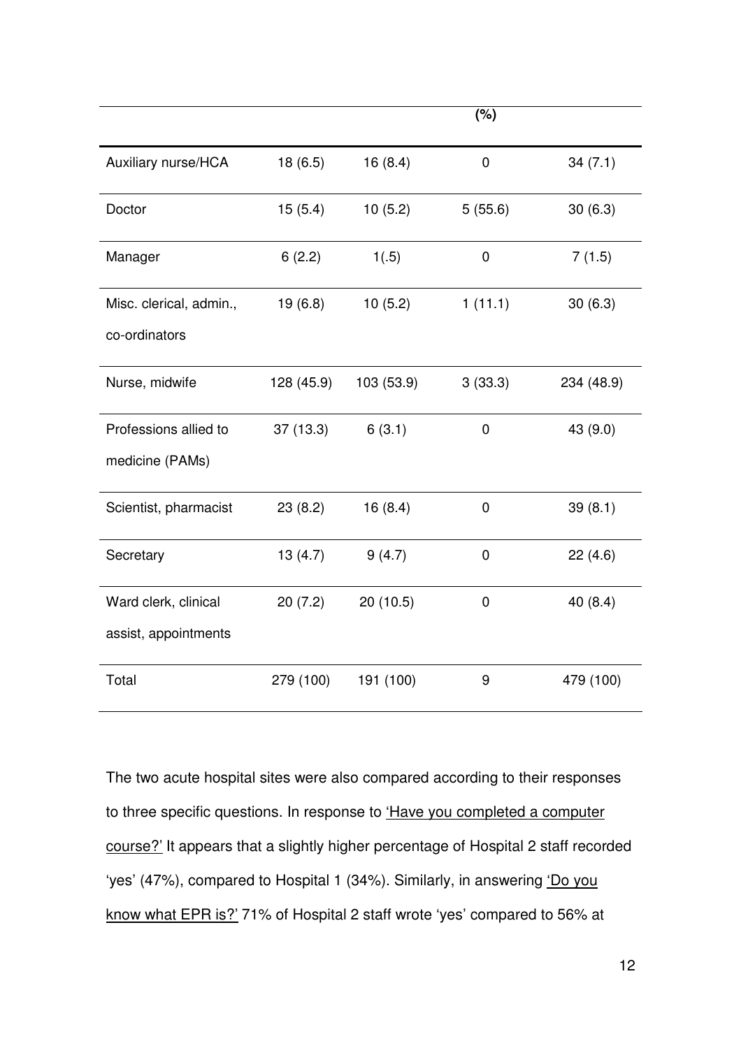| | | | (%) | |
|---|---|---|---|---|
| Auxiliary nurse/HCA | 18 (6.5) | 16 (8.4) | 0 | 34 (7.1) |
| Doctor | 15 (5.4) | 10 (5.2) | 5 (55.6) | 30 (6.3) |
| Manager | 6 (2.2) | 1(.5) | 0 | 7 (1.5) |
| Misc. clerical, admin., co-ordinators | 19 (6.8) | 10 (5.2) | 1 (11.1) | 30 (6.3) |
| Nurse, midwife | 128 (45.9) | 103 (53.9) | 3 (33.3) | 234 (48.9) |
| Professions allied to medicine (PAMs) | 37 (13.3) | 6 (3.1) | 0 | 43 (9.0) |
| Scientist, pharmacist | 23 (8.2) | 16 (8.4) | 0 | 39 (8.1) |
| Secretary | 13 (4.7) | 9 (4.7) | 0 | 22 (4.6) |
| Ward clerk, clinical assist, appointments | 20 (7.2) | 20 (10.5) | 0 | 40 (8.4) |
| Total | 279 (100) | 191 (100) | 9 | 479 (100) |

The two acute hospital sites were also compared according to their responses to three specific questions. In response to 'Have you completed a computer course?' It appears that a slightly higher percentage of Hospital 2 staff recorded 'yes' (47%), compared to Hospital 1 (34%). Similarly, in answering 'Do you know what EPR is?' 71% of Hospital 2 staff wrote 'yes' compared to 56% at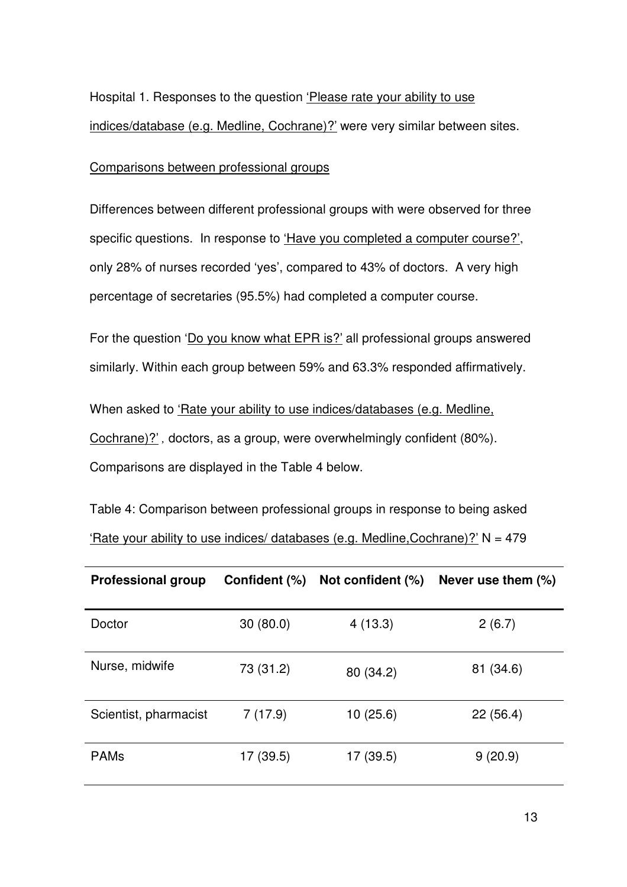Hospital 1. Responses to the question Please rate your ability to use indices/database (e.g. Medline, Cochrane)?' were very similar between sites.

Comparisons between professional groups

Differences between different professional groups with were observed for three specific questions. In response to 'Have you completed a computer course?', only 28% of nurses recorded 'yes', compared to 43% of doctors. A very high percentage of secretaries (95.5%) had completed a computer course.

For the question 'Do you know what EPR is?' all professional groups answered similarly. Within each group between 59% and 63.3% responded affirmatively.

When asked to 'Rate your ability to use indices/databases (e.g. Medline, Cochrane)?', doctors, as a group, were overwhelmingly confident (80%). Comparisons are displayed in the Table 4 below.

Table 4: Comparison between professional groups in response to being asked 'Rate your ability to use indices/ databases (e.g. Medline,Cochrane)?' N = 479

| Professional group | Confident (%) | Not confident (%) | Never use them (%) |
|---|---|---|---|
| Doctor | 30 (80.0) | 4 (13.3) | 2 (6.7) |
| Nurse, midwife | 73 (31.2) | 80 (34.2) | 81 (34.6) |
| Scientist, pharmacist | 7 (17.9) | 10 (25.6) | 22 (56.4) |
| PAMs | 17 (39.5) | 17 (39.5) | 9 (20.9) |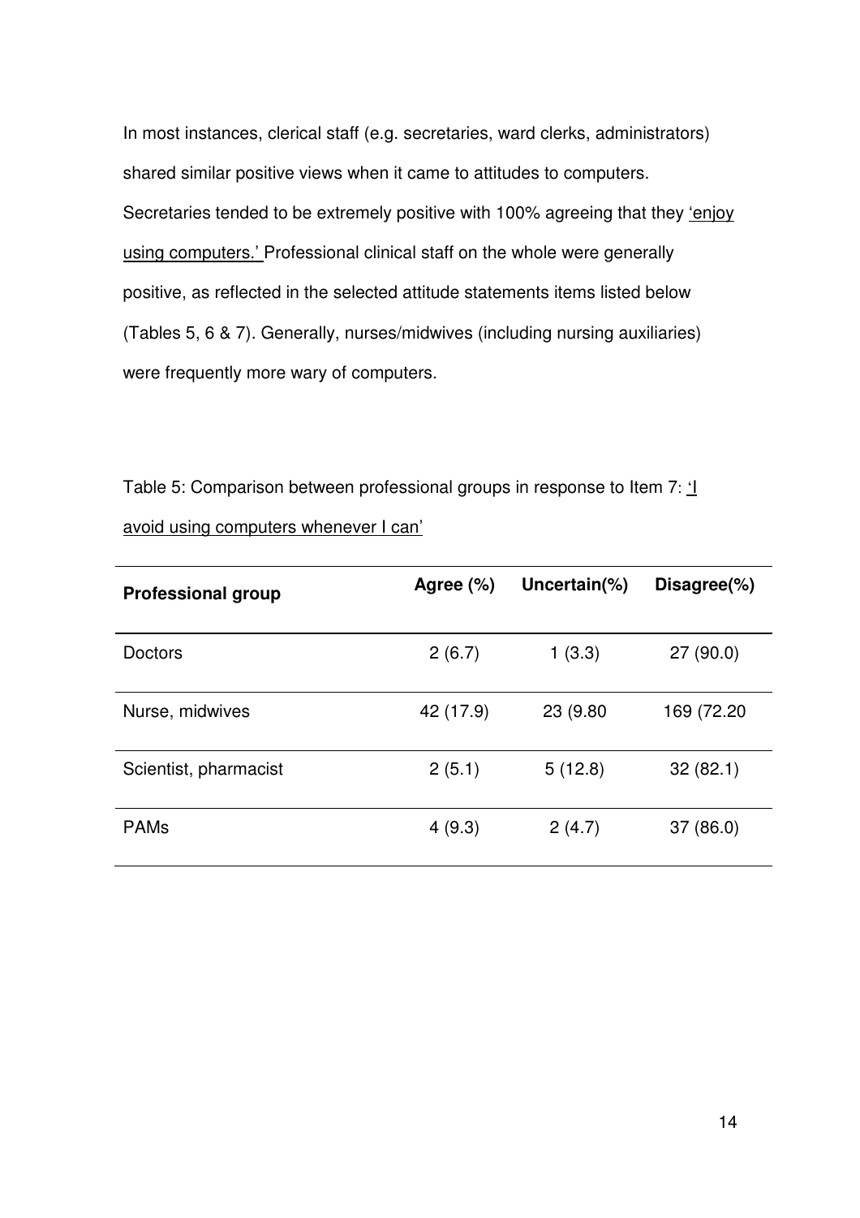In most instances, clerical staff (e.g. secretaries, ward clerks, administrators) shared similar positive views when it came to attitudes to computers. Secretaries tended to be extremely positive with 100% agreeing that they 'enjoy using computers.' Professional clinical staff on the whole were generally positive, as reflected in the selected attitude statements items listed below (Tables 5, 6 & 7). Generally, nurses/midwives (including nursing auxiliaries) were frequently more wary of computers.

Table 5: Comparison between professional groups in response to Item 7: 'I avoid using computers whenever I can'

| Professional group | Agree (%) | Uncertain(%) | Disagree(%) |
| --- | --- | --- | --- |
| Doctors | 2 (6.7) | 1 (3.3) | 27 (90.0) |
| Nurse, midwives | 42 (17.9) | 23 (9.80 | 169 (72.20 |
| Scientist, pharmacist | 2 (5.1) | 5 (12.8) | 32 (82.1) |
| PAMs | 4 (9.3) | 2 (4.7) | 37 (86.0) |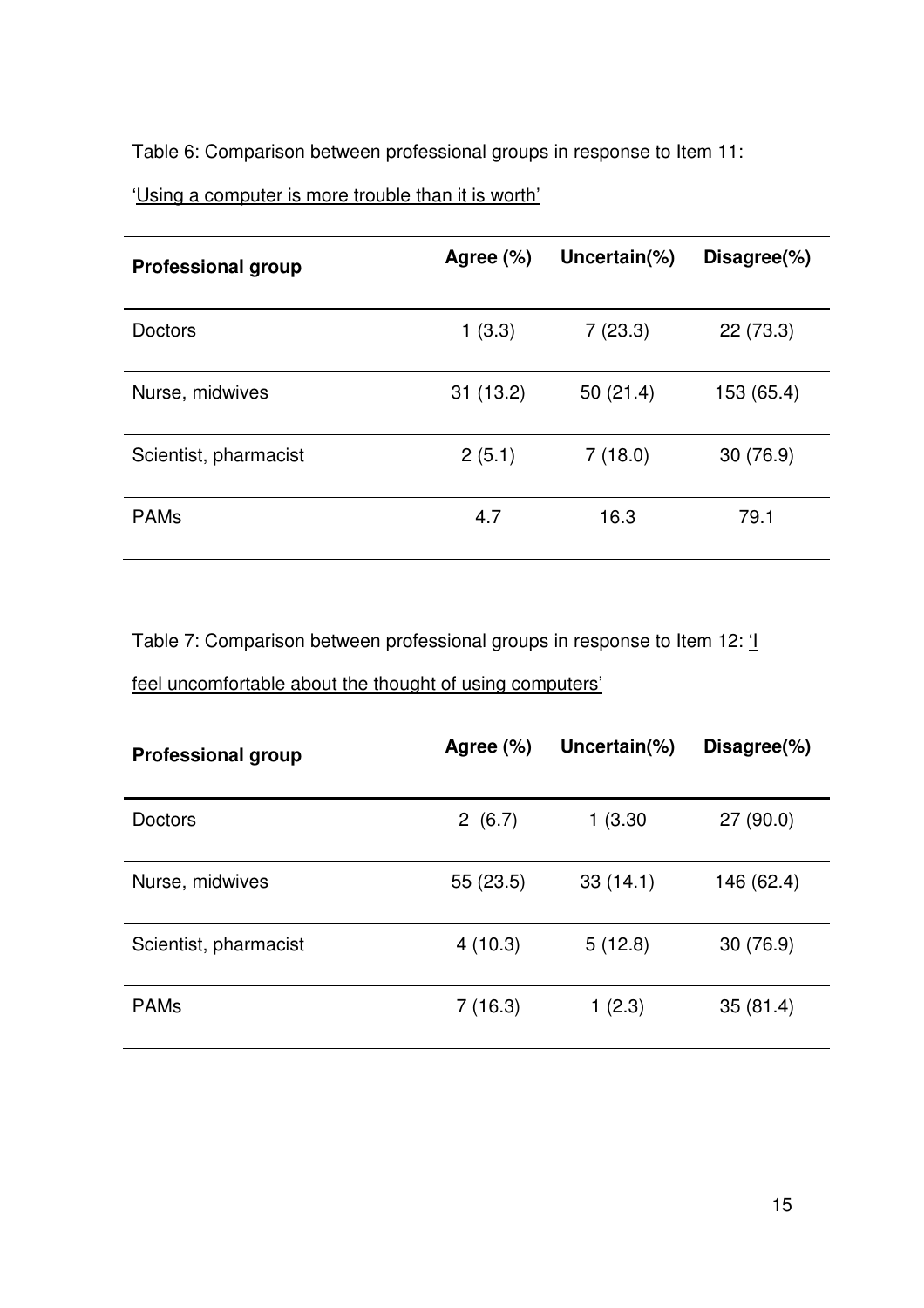Table 6: Comparison between professional groups in response to Item 11:

'Using a computer is more trouble than it is worth'

| Professional group | Agree (%) | Uncertain(%) | Disagree(%) |
|---|---|---|---|
| Doctors | 1 (3.3) | 7 (23.3) | 22 (73.3) |
| Nurse, midwives | 31 (13.2) | 50 (21.4) | 153 (65.4) |
| Scientist, pharmacist | 2 (5.1) | 7 (18.0) | 30 (76.9) |
| PAMs | 4.7 | 16.3 | 79.1 |

Table 7: Comparison between professional groups in response to Item 12: 'I feel uncomfortable about the thought of using computers'

| Professional group | Agree (%) | Uncertain(%) | Disagree(%) |
|---|---|---|---|
| Doctors | 2 (6.7) | 1 (3.30 | 27 (90.0) |
| Nurse, midwives | 55 (23.5) | 33 (14.1) | 146 (62.4) |
| Scientist, pharmacist | 4 (10.3) | 5 (12.8) | 30 (76.9) |
| PAMs | 7 (16.3) | 1 (2.3) | 35 (81.4) |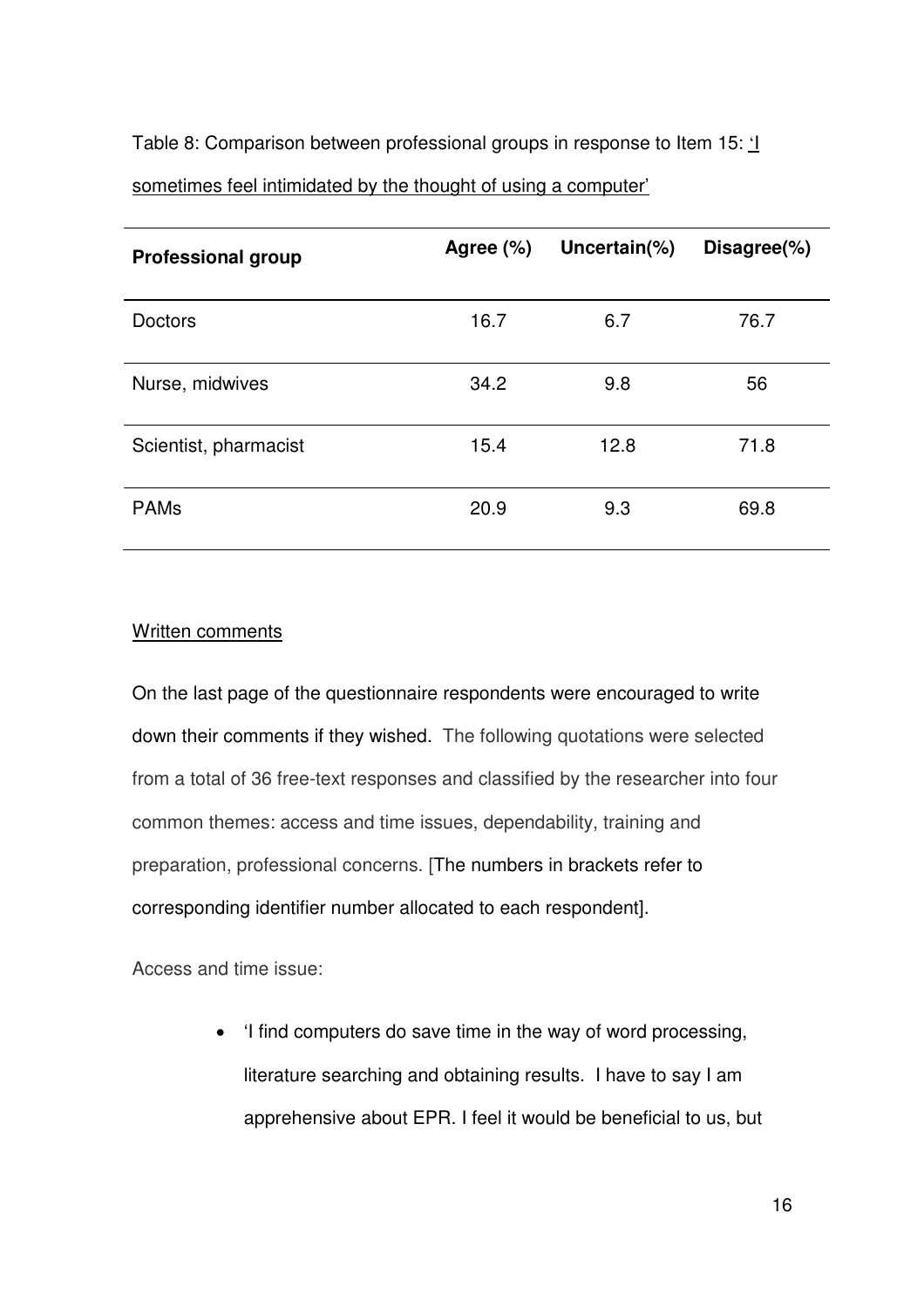Table 8: Comparison between professional groups in response to Item 15: <u>'I sometimes feel intimidated by the thought of using a computer'</u>

| Professional group | Agree (%) | Uncertain(%) | Disagree(%) |
|---|---|---|---|
| Doctors | 16.7 | 6.7 | 76.7 |
| Nurse, midwives | 34.2 | 9.8 | 56 |
| Scientist, pharmacist | 15.4 | 12.8 | 71.8 |
| PAMs | 20.9 | 9.3 | 69.8 |

<u>Written comments</u>

On the last page of the questionnaire respondents were encouraged to write down their comments if they wished. The following quotations were selected from a total of 36 free-text responses and classified by the researcher into four common themes: access and time issues, dependability, training and preparation, professional concerns. [The numbers in brackets refer to corresponding identifier number allocated to each respondent].

Access and time issue:

- 'I find computers do save time in the way of word processing, literature searching and obtaining results. I have to say I am apprehensive about EPR. I feel it would be beneficial to us, but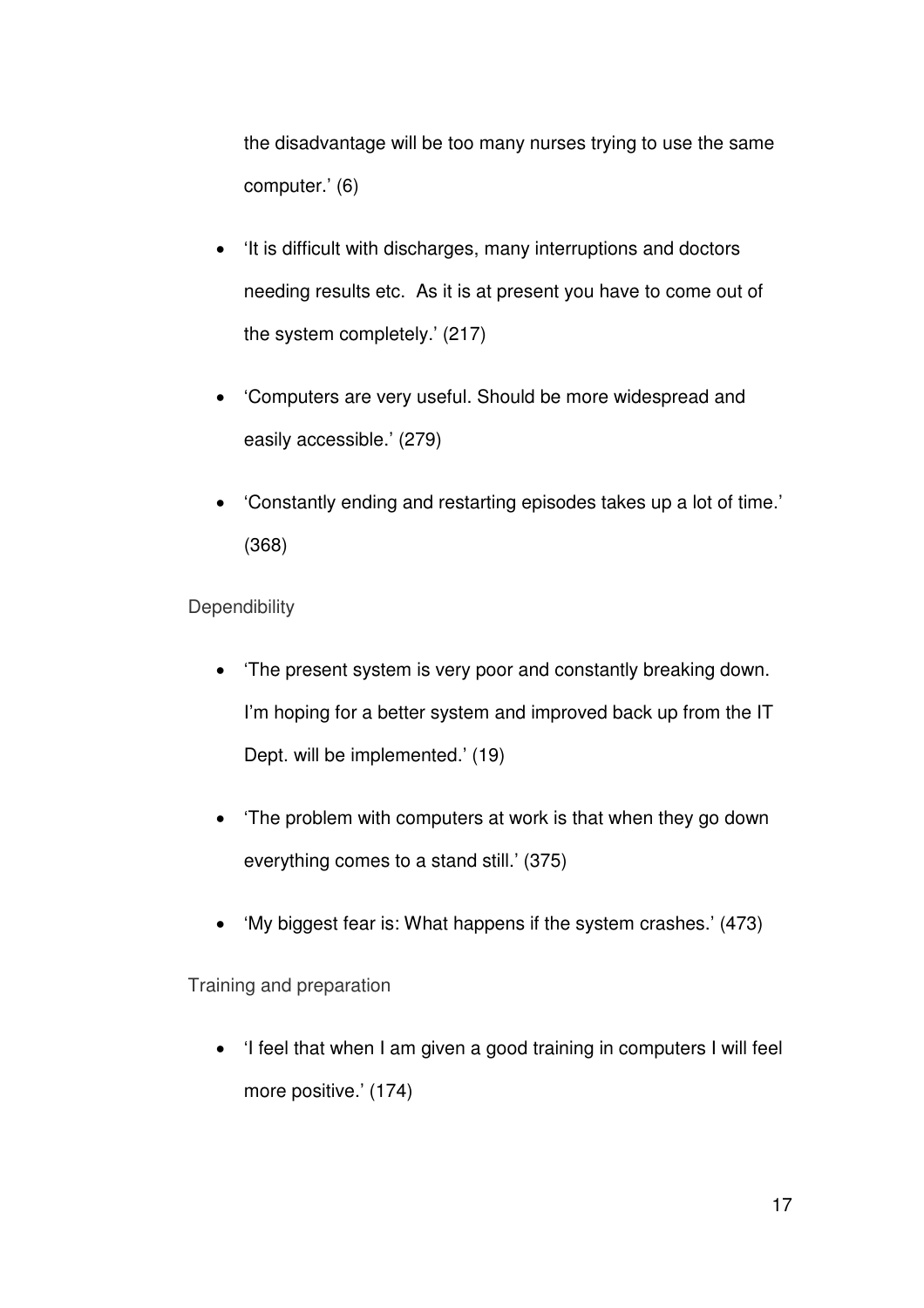the disadvantage will be too many nurses trying to use the same computer.' (6)

- 'It is difficult with discharges, many interruptions and doctors needing results etc. As it is at present you have to come out of the system completely.' (217)
- 'Computers are very useful. Should be more widespread and easily accessible.' (279)
- 'Constantly ending and restarting episodes takes up a lot of time.' (368)

Dependibility

- 'The present system is very poor and constantly breaking down. I'm hoping for a better system and improved back up from the IT Dept. will be implemented.' (19)
- 'The problem with computers at work is that when they go down everything comes to a stand still.' (375)
- 'My biggest fear is: What happens if the system crashes.' (473)

Training and preparation

- 'I feel that when I am given a good training in computers I will feel more positive.' (174)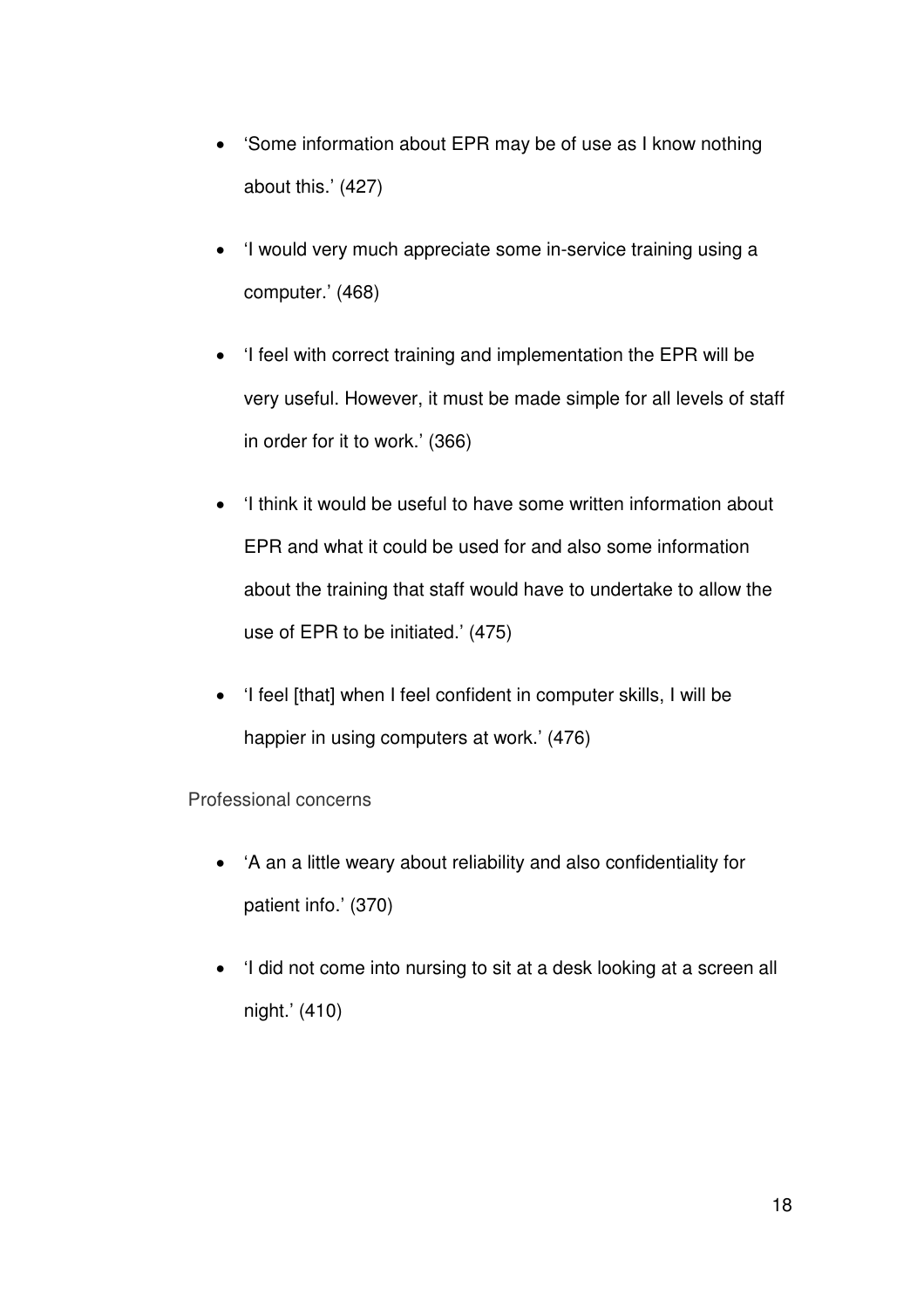- 'Some information about EPR may be of use as I know nothing about this.' (427)
- 'I would very much appreciate some in-service training using a computer.' (468)
- 'I feel with correct training and implementation the EPR will be very useful. However, it must be made simple for all levels of staff in order for it to work.' (366)
- 'I think it would be useful to have some written information about EPR and what it could be used for and also some information about the training that staff would have to undertake to allow the use of EPR to be initiated.' (475)
- 'I feel [that] when I feel confident in computer skills, I will be happier in using computers at work.' (476)

Professional concerns

- 'A an a little weary about reliability and also confidentiality for patient info.' (370)
- 'I did not come into nursing to sit at a desk looking at a screen all night.' (410)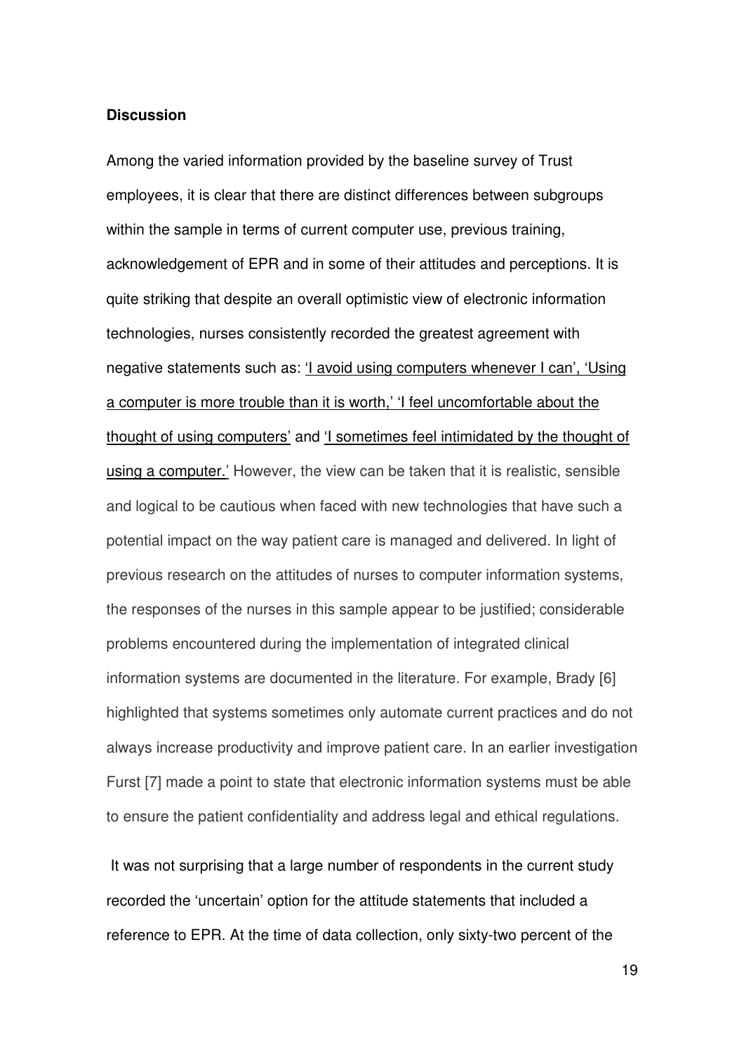## Discussion

Among the varied information provided by the baseline survey of Trust employees, it is clear that there are distinct differences between subgroups within the sample in terms of current computer use, previous training, acknowledgement of EPR and in some of their attitudes and perceptions. It is quite striking that despite an overall optimistic view of electronic information technologies, nurses consistently recorded the greatest agreement with negative statements such as: <u>'I avoid using computers whenever I can', 'Using a computer is more trouble than it is worth,' 'I feel uncomfortable about the thought of using computers'</u> and <u>'I sometimes feel intimidated by the thought of using a computer.'</u> However, the view can be taken that it is realistic, sensible and logical to be cautious when faced with new technologies that have such a potential impact on the way patient care is managed and delivered. In light of previous research on the attitudes of nurses to computer information systems, the responses of the nurses in this sample appear to be justified; considerable problems encountered during the implementation of integrated clinical information systems are documented in the literature. For example, Brady [6] highlighted that systems sometimes only automate current practices and do not always increase productivity and improve patient care. In an earlier investigation Furst [7] made a point to state that electronic information systems must be able to ensure the patient confidentiality and address legal and ethical regulations.

It was not surprising that a large number of respondents in the current study recorded the 'uncertain' option for the attitude statements that included a reference to EPR. At the time of data collection, only sixty-two percent of the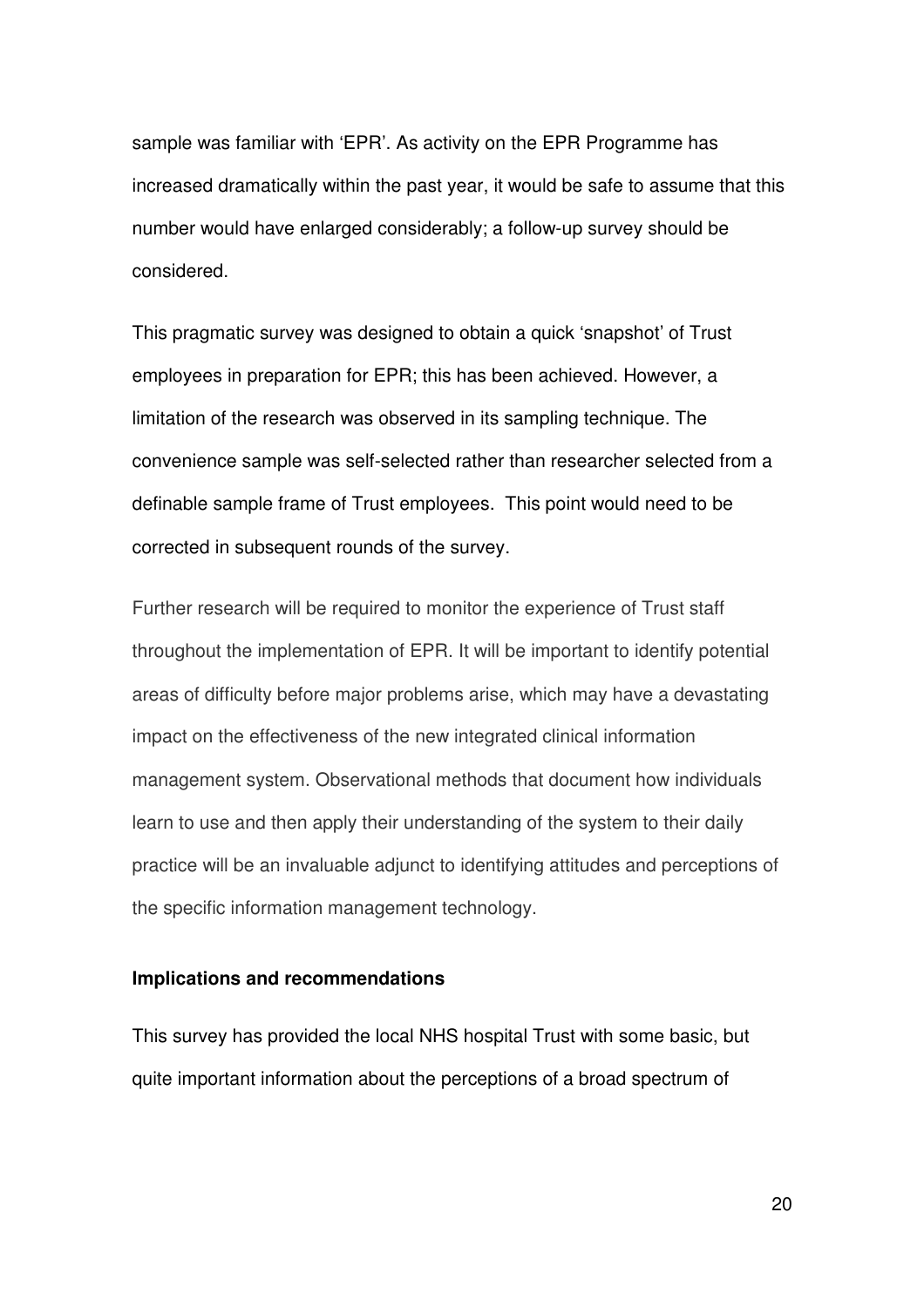sample was familiar with 'EPR'. As activity on the EPR Programme has increased dramatically within the past year, it would be safe to assume that this number would have enlarged considerably; a follow-up survey should be considered.

This pragmatic survey was designed to obtain a quick 'snapshot' of Trust employees in preparation for EPR; this has been achieved. However, a limitation of the research was observed in its sampling technique. The convenience sample was self-selected rather than researcher selected from a definable sample frame of Trust employees. This point would need to be corrected in subsequent rounds of the survey.

Further research will be required to monitor the experience of Trust staff throughout the implementation of EPR. It will be important to identify potential areas of difficulty before major problems arise, which may have a devastating impact on the effectiveness of the new integrated clinical information management system. Observational methods that document how individuals learn to use and then apply their understanding of the system to their daily practice will be an invaluable adjunct to identifying attitudes and perceptions of the specific information management technology.

### Implications and recommendations

This survey has provided the local NHS hospital Trust with some basic, but quite important information about the perceptions of a broad spectrum of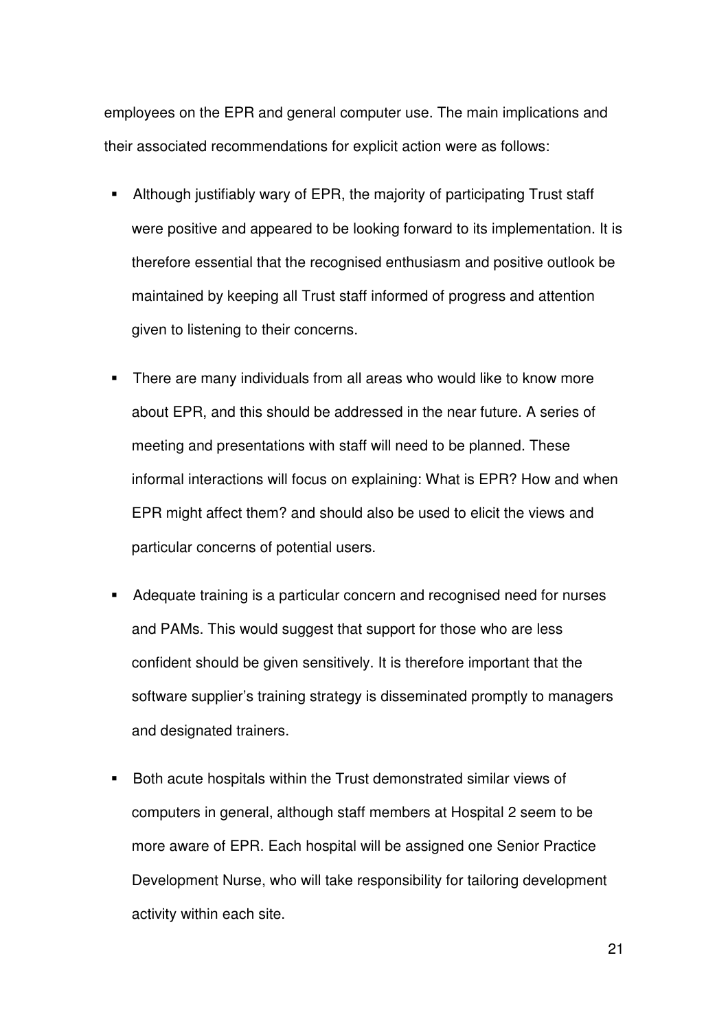employees on the EPR and general computer use. The main implications and their associated recommendations for explicit action were as follows:

- Although justifiably wary of EPR, the majority of participating Trust staff were positive and appeared to be looking forward to its implementation. It is therefore essential that the recognised enthusiasm and positive outlook be maintained by keeping all Trust staff informed of progress and attention given to listening to their concerns.

- There are many individuals from all areas who would like to know more about EPR, and this should be addressed in the near future. A series of meeting and presentations with staff will need to be planned. These informal interactions will focus on explaining: What is EPR? How and when EPR might affect them? and should also be used to elicit the views and particular concerns of potential users.

- Adequate training is a particular concern and recognised need for nurses and PAMs. This would suggest that support for those who are less confident should be given sensitively. It is therefore important that the software supplier's training strategy is disseminated promptly to managers and designated trainers.

- Both acute hospitals within the Trust demonstrated similar views of computers in general, although staff members at Hospital 2 seem to be more aware of EPR. Each hospital will be assigned one Senior Practice Development Nurse, who will take responsibility for tailoring development activity within each site.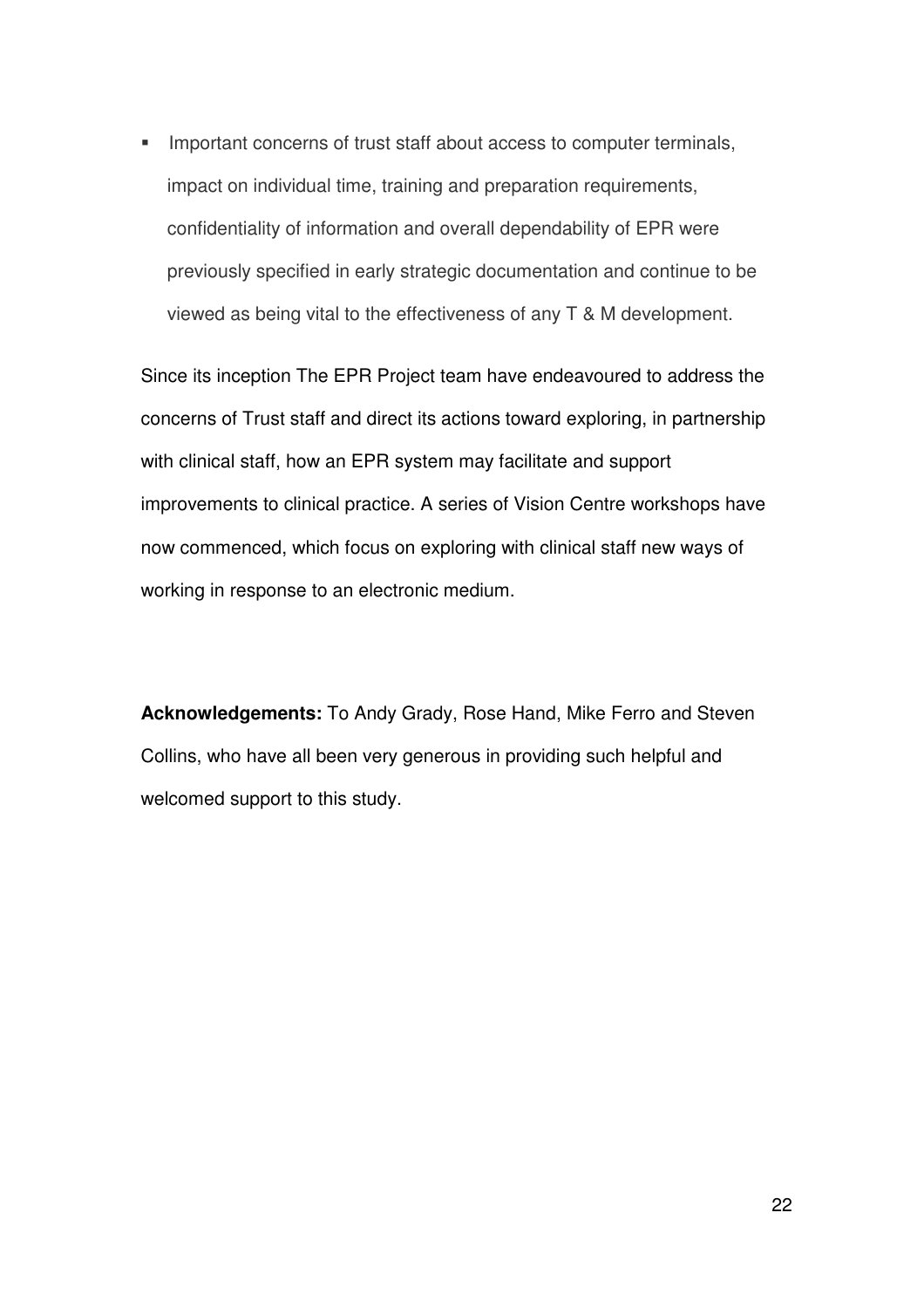- Important concerns of trust staff about access to computer terminals, impact on individual time, training and preparation requirements, confidentiality of information and overall dependability of EPR were previously specified in early strategic documentation and continue to be viewed as being vital to the effectiveness of any T & M development.

Since its inception The EPR Project team have endeavoured to address the concerns of Trust staff and direct its actions toward exploring, in partnership with clinical staff, how an EPR system may facilitate and support improvements to clinical practice. A series of Vision Centre workshops have now commenced, which focus on exploring with clinical staff new ways of working in response to an electronic medium.

**Acknowledgements:** To Andy Grady, Rose Hand, Mike Ferro and Steven Collins, who have all been very generous in providing such helpful and welcomed support to this study.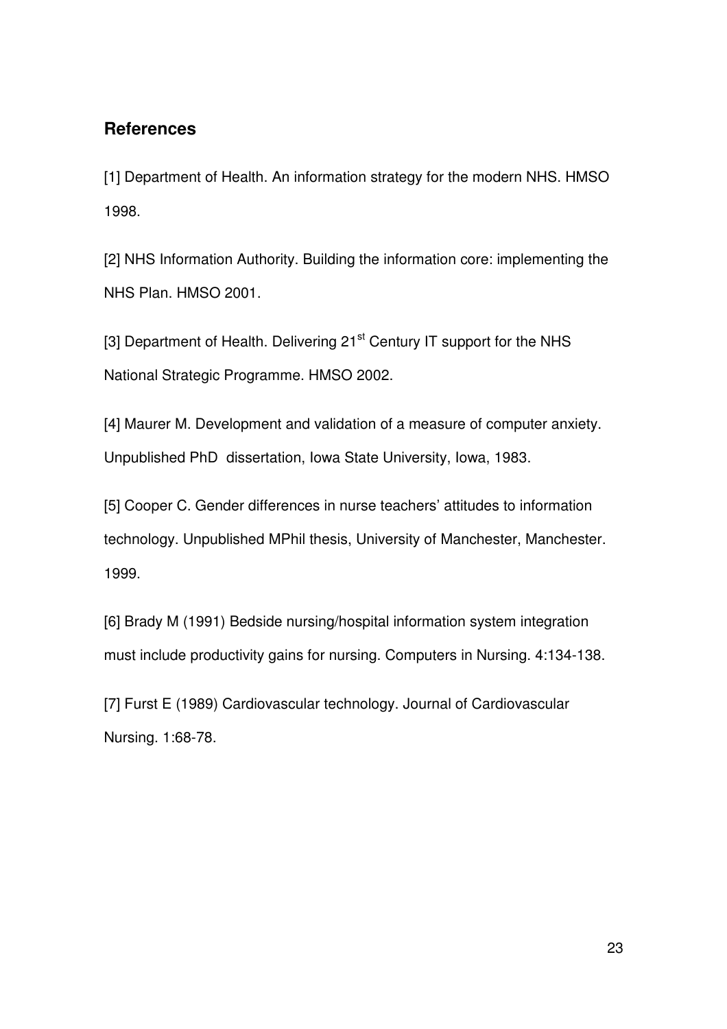## References

[1] Department of Health. An information strategy for the modern NHS. HMSO 1998.

[2] NHS Information Authority. Building the information core: implementing the NHS Plan. HMSO 2001.

[3] Department of Health. Delivering 21st Century IT support for the NHS National Strategic Programme. HMSO 2002.

[4] Maurer M. Development and validation of a measure of computer anxiety. Unpublished PhD dissertation, Iowa State University, Iowa, 1983.

[5] Cooper C. Gender differences in nurse teachers' attitudes to information technology. Unpublished MPhil thesis, University of Manchester, Manchester. 1999.

[6] Brady M (1991) Bedside nursing/hospital information system integration must include productivity gains for nursing. Computers in Nursing. 4:134-138.

[7] Furst E (1989) Cardiovascular technology. Journal of Cardiovascular Nursing. 1:68-78.